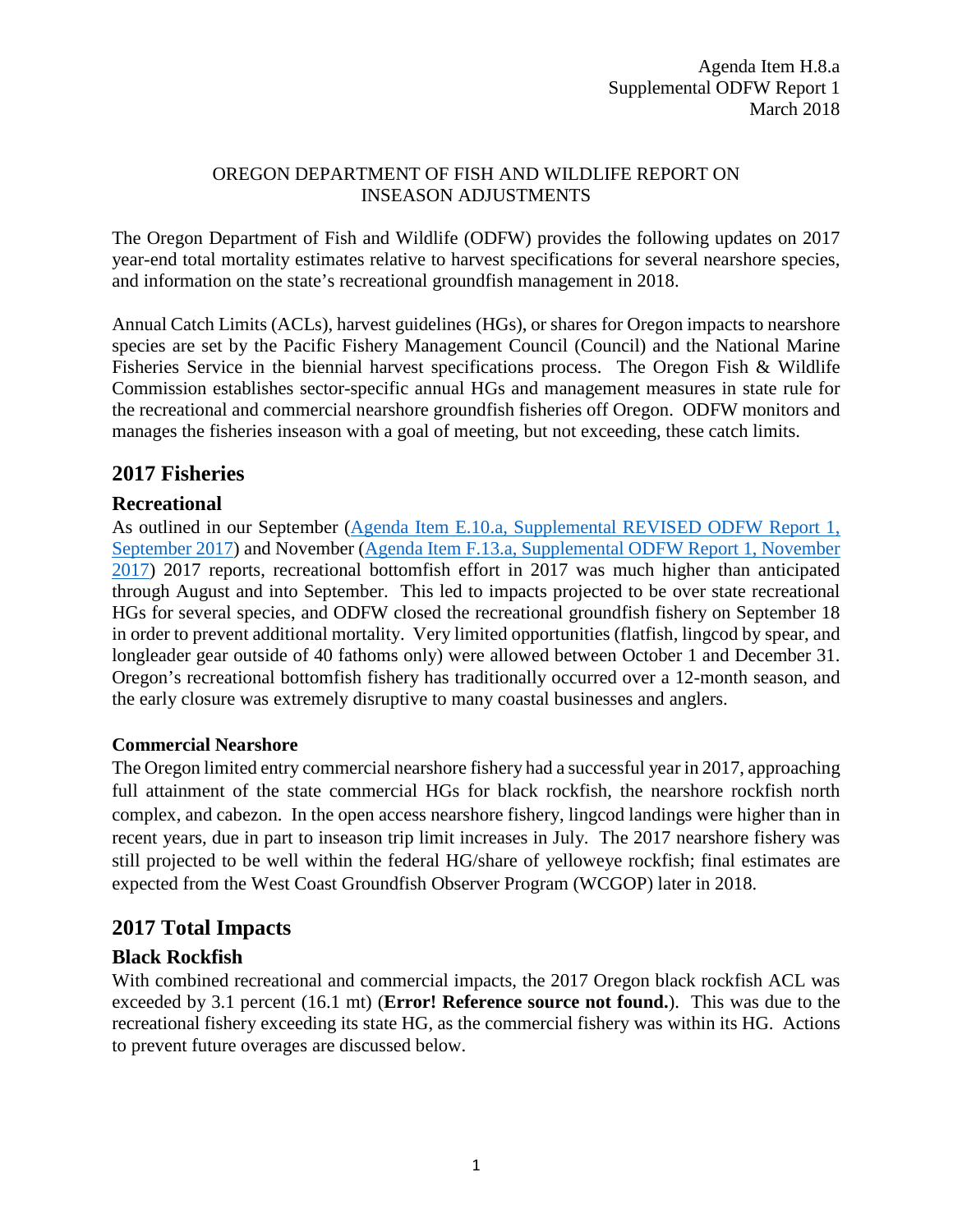Agenda Item H.8.a
Supplemental ODFW Report 1
March 2018

OREGON DEPARTMENT OF FISH AND WILDLIFE REPORT ON INSEASON ADJUSTMENTS

The Oregon Department of Fish and Wildlife (ODFW) provides the following updates on 2017 year-end total mortality estimates relative to harvest specifications for several nearshore species, and information on the state's recreational groundfish management in 2018.

Annual Catch Limits (ACLs), harvest guidelines (HGs), or shares for Oregon impacts to nearshore species are set by the Pacific Fishery Management Council (Council) and the National Marine Fisheries Service in the biennial harvest specifications process. The Oregon Fish & Wildlife Commission establishes sector-specific annual HGs and management measures in state rule for the recreational and commercial nearshore groundfish fisheries off Oregon. ODFW monitors and manages the fisheries inseason with a goal of meeting, but not exceeding, these catch limits.

## 2017 Fisheries

### Recreational

As outlined in our September (Agenda Item E.10.a, Supplemental REVISED ODFW Report 1, September 2017) and November (Agenda Item F.13.a, Supplemental ODFW Report 1, November 2017) 2017 reports, recreational bottomfish effort in 2017 was much higher than anticipated through August and into September. This led to impacts projected to be over state recreational HGs for several species, and ODFW closed the recreational groundfish fishery on September 18 in order to prevent additional mortality. Very limited opportunities (flatfish, lingcod by spear, and longleader gear outside of 40 fathoms only) were allowed between October 1 and December 31. Oregon's recreational bottomfish fishery has traditionally occurred over a 12-month season, and the early closure was extremely disruptive to many coastal businesses and anglers.

#### Commercial Nearshore

The Oregon limited entry commercial nearshore fishery had a successful year in 2017, approaching full attainment of the state commercial HGs for black rockfish, the nearshore rockfish north complex, and cabezon. In the open access nearshore fishery, lingcod landings were higher than in recent years, due in part to inseason trip limit increases in July. The 2017 nearshore fishery was still projected to be well within the federal HG/share of yelloweye rockfish; final estimates are expected from the West Coast Groundfish Observer Program (WCGOP) later in 2018.

## 2017 Total Impacts

### Black Rockfish

With combined recreational and commercial impacts, the 2017 Oregon black rockfish ACL was exceeded by 3.1 percent (16.1 mt) (**Error! Reference source not found.**). This was due to the recreational fishery exceeding its state HG, as the commercial fishery was within its HG. Actions to prevent future overages are discussed below.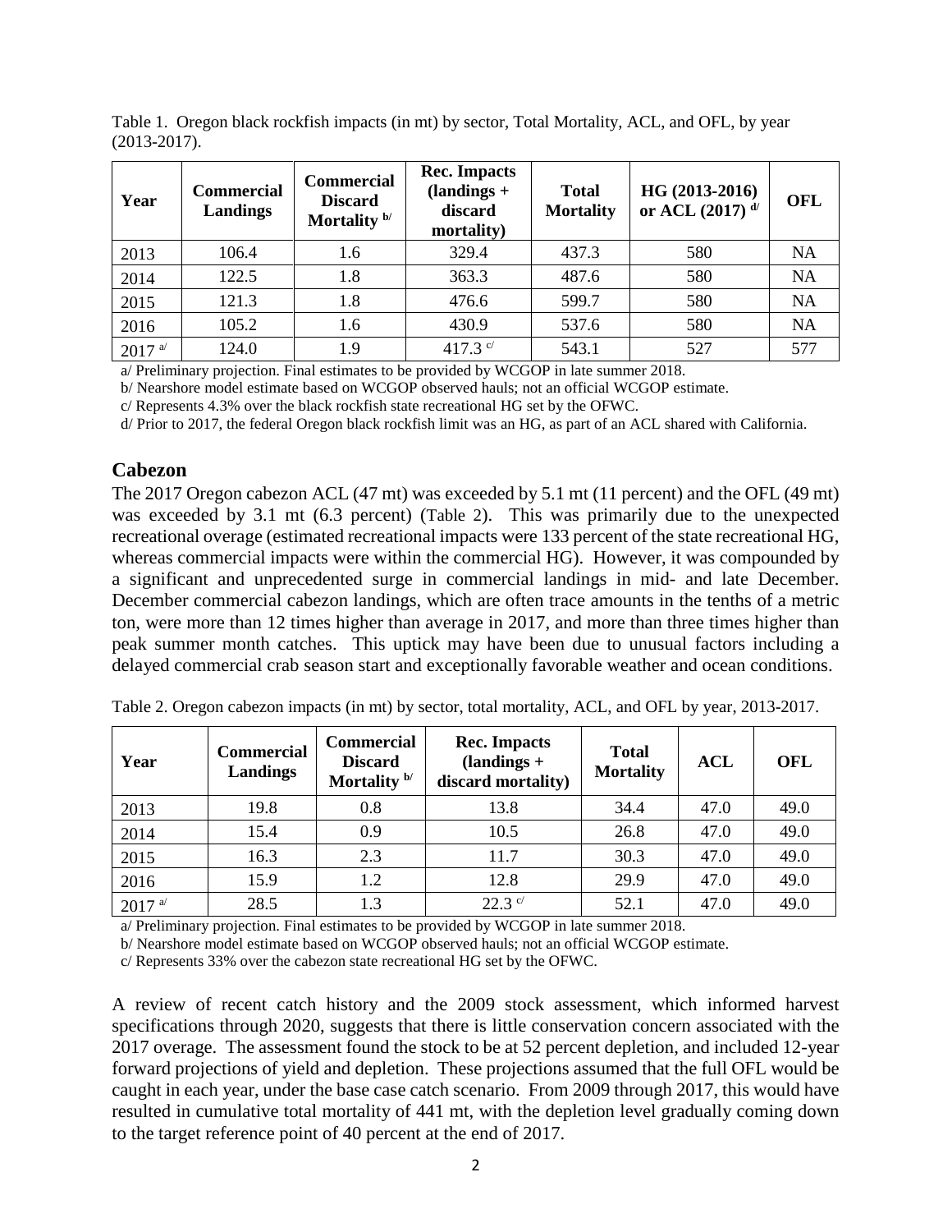Table 1. Oregon black rockfish impacts (in mt) by sector, Total Mortality, ACL, and OFL, by year (2013-2017).

| Year | Commercial Landings | Commercial Discard Mortality [b/] | Rec. Impacts (landings + discard mortality) | Total Mortality | HG (2013-2016) or ACL (2017) [d/] | OFL |
|---|---|---|---|---|---|---|
| 2013 | 106.4 | 1.6 | 329.4 | 437.3 | 580 | NA |
| 2014 | 122.5 | 1.8 | 363.3 | 487.6 | 580 | NA |
| 2015 | 121.3 | 1.8 | 476.6 | 599.7 | 580 | NA |
| 2016 | 105.2 | 1.6 | 430.9 | 537.6 | 580 | NA |
| 2017 [a/] | 124.0 | 1.9 | 417.3 [c/] | 543.1 | 527 | 577 |

a/ Preliminary projection. Final estimates to be provided by WCGOP in late summer 2018.

b/ Nearshore model estimate based on WCGOP observed hauls; not an official WCGOP estimate.

c/ Represents 4.3% over the black rockfish state recreational HG set by the OFWC.

d/ Prior to 2017, the federal Oregon black rockfish limit was an HG, as part of an ACL shared with California.

## Cabezon

The 2017 Oregon cabezon ACL (47 mt) was exceeded by 5.1 mt (11 percent) and the OFL (49 mt) was exceeded by 3.1 mt (6.3 percent) (Table 2). This was primarily due to the unexpected recreational overage (estimated recreational impacts were 133 percent of the state recreational HG, whereas commercial impacts were within the commercial HG). However, it was compounded by a significant and unprecedented surge in commercial landings in mid- and late December. December commercial cabezon landings, which are often trace amounts in the tenths of a metric ton, were more than 12 times higher than average in 2017, and more than three times higher than peak summer month catches. This uptick may have been due to unusual factors including a delayed commercial crab season start and exceptionally favorable weather and ocean conditions.

Table 2. Oregon cabezon impacts (in mt) by sector, total mortality, ACL, and OFL by year, 2013-2017.

| Year | Commercial Landings | Commercial Discard Mortality [b/] | Rec. Impacts (landings + discard mortality) | Total Mortality | ACL | OFL |
|---|---|---|---|---|---|---|
| 2013 | 19.8 | 0.8 | 13.8 | 34.4 | 47.0 | 49.0 |
| 2014 | 15.4 | 0.9 | 10.5 | 26.8 | 47.0 | 49.0 |
| 2015 | 16.3 | 2.3 | 11.7 | 30.3 | 47.0 | 49.0 |
| 2016 | 15.9 | 1.2 | 12.8 | 29.9 | 47.0 | 49.0 |
| 2017 [a/] | 28.5 | 1.3 | 22.3 [c/] | 52.1 | 47.0 | 49.0 |

a/ Preliminary projection. Final estimates to be provided by WCGOP in late summer 2018.

b/ Nearshore model estimate based on WCGOP observed hauls; not an official WCGOP estimate.

c/ Represents 33% over the cabezon state recreational HG set by the OFWC.

A review of recent catch history and the 2009 stock assessment, which informed harvest specifications through 2020, suggests that there is little conservation concern associated with the 2017 overage. The assessment found the stock to be at 52 percent depletion, and included 12-year forward projections of yield and depletion. These projections assumed that the full OFL would be caught in each year, under the base case catch scenario. From 2009 through 2017, this would have resulted in cumulative total mortality of 441 mt, with the depletion level gradually coming down to the target reference point of 40 percent at the end of 2017.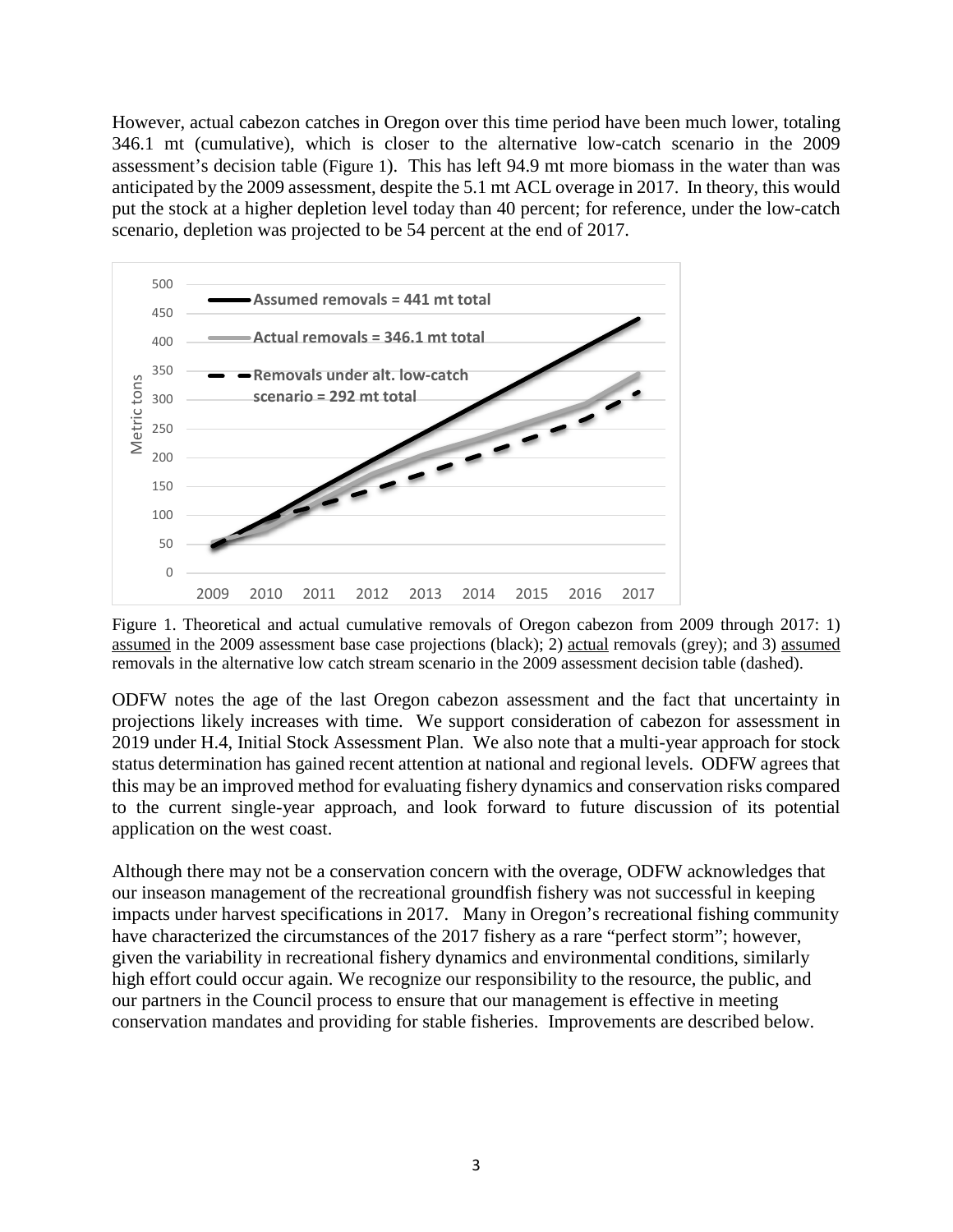However, actual cabezon catches in Oregon over this time period have been much lower, totaling 346.1 mt (cumulative), which is closer to the alternative low-catch scenario in the 2009 assessment's decision table (Figure 1). This has left 94.9 mt more biomass in the water than was anticipated by the 2009 assessment, despite the 5.1 mt ACL overage in 2017. In theory, this would put the stock at a higher depletion level today than 40 percent; for reference, under the low-catch scenario, depletion was projected to be 54 percent at the end of 2017.

Figure 1. Theoretical and actual cumulative removals of Oregon cabezon from 2009 through 2017: 1) assumed in the 2009 assessment base case projections (black); 2) actual removals (grey); and 3) assumed removals in the alternative low catch stream scenario in the 2009 assessment decision table (dashed).

ODFW notes the age of the last Oregon cabezon assessment and the fact that uncertainty in projections likely increases with time. We support consideration of cabezon for assessment in 2019 under H.4, Initial Stock Assessment Plan. We also note that a multi-year approach for stock status determination has gained recent attention at national and regional levels. ODFW agrees that this may be an improved method for evaluating fishery dynamics and conservation risks compared to the current single-year approach, and look forward to future discussion of its potential application on the west coast.

Although there may not be a conservation concern with the overage, ODFW acknowledges that our inseason management of the recreational groundfish fishery was not successful in keeping impacts under harvest specifications in 2017. Many in Oregon's recreational fishing community have characterized the circumstances of the 2017 fishery as a rare "perfect storm"; however, given the variability in recreational fishery dynamics and environmental conditions, similarly high effort could occur again. We recognize our responsibility to the resource, the public, and our partners in the Council process to ensure that our management is effective in meeting conservation mandates and providing for stable fisheries. Improvements are described below.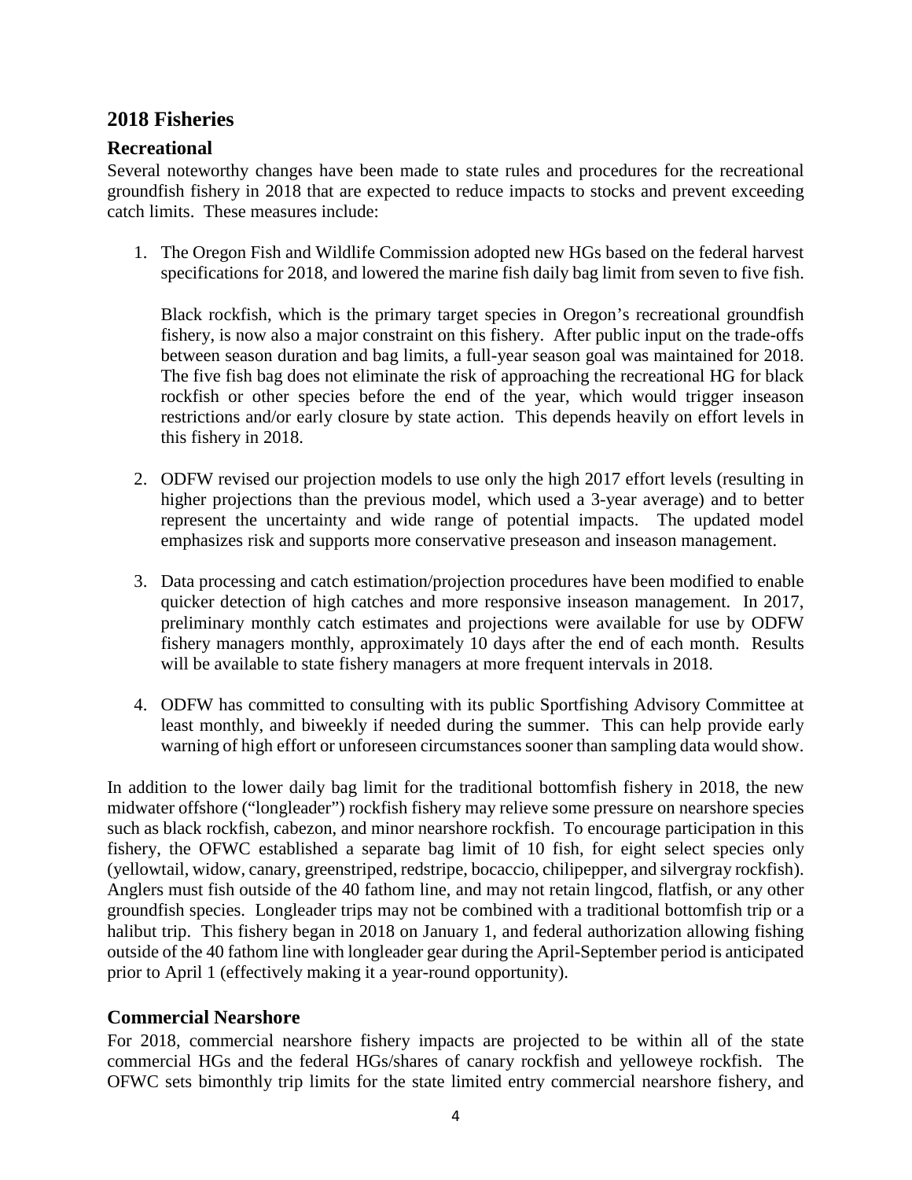## 2018 Fisheries

### Recreational

Several noteworthy changes have been made to state rules and procedures for the recreational groundfish fishery in 2018 that are expected to reduce impacts to stocks and prevent exceeding catch limits. These measures include:

1. The Oregon Fish and Wildlife Commission adopted new HGs based on the federal harvest specifications for 2018, and lowered the marine fish daily bag limit from seven to five fish.

   Black rockfish, which is the primary target species in Oregon's recreational groundfish fishery, is now also a major constraint on this fishery. After public input on the trade-offs between season duration and bag limits, a full-year season goal was maintained for 2018. The five fish bag does not eliminate the risk of approaching the recreational HG for black rockfish or other species before the end of the year, which would trigger inseason restrictions and/or early closure by state action. This depends heavily on effort levels in this fishery in 2018.

2. ODFW revised our projection models to use only the high 2017 effort levels (resulting in higher projections than the previous model, which used a 3-year average) and to better represent the uncertainty and wide range of potential impacts. The updated model emphasizes risk and supports more conservative preseason and inseason management.

3. Data processing and catch estimation/projection procedures have been modified to enable quicker detection of high catches and more responsive inseason management. In 2017, preliminary monthly catch estimates and projections were available for use by ODFW fishery managers monthly, approximately 10 days after the end of each month. Results will be available to state fishery managers at more frequent intervals in 2018.

4. ODFW has committed to consulting with its public Sportfishing Advisory Committee at least monthly, and biweekly if needed during the summer. This can help provide early warning of high effort or unforeseen circumstances sooner than sampling data would show.

In addition to the lower daily bag limit for the traditional bottomfish fishery in 2018, the new midwater offshore ("longleader") rockfish fishery may relieve some pressure on nearshore species such as black rockfish, cabezon, and minor nearshore rockfish. To encourage participation in this fishery, the OFWC established a separate bag limit of 10 fish, for eight select species only (yellowtail, widow, canary, greenstriped, redstripe, bocaccio, chilipepper, and silvergray rockfish). Anglers must fish outside of the 40 fathom line, and may not retain lingcod, flatfish, or any other groundfish species. Longleader trips may not be combined with a traditional bottomfish trip or a halibut trip. This fishery began in 2018 on January 1, and federal authorization allowing fishing outside of the 40 fathom line with longleader gear during the April-September period is anticipated prior to April 1 (effectively making it a year-round opportunity).

### Commercial Nearshore

For 2018, commercial nearshore fishery impacts are projected to be within all of the state commercial HGs and the federal HGs/shares of canary rockfish and yelloweye rockfish. The OFWC sets bimonthly trip limits for the state limited entry commercial nearshore fishery, and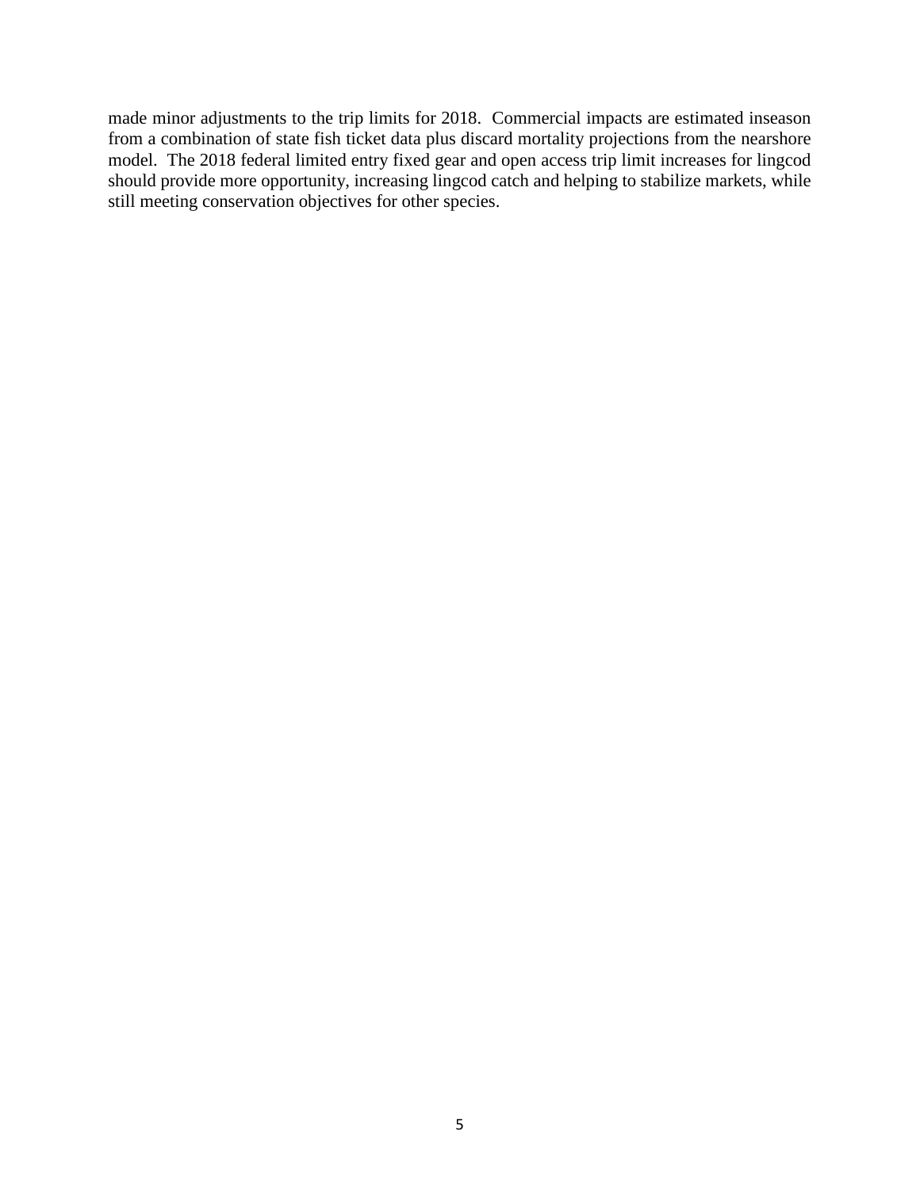made minor adjustments to the trip limits for 2018. Commercial impacts are estimated inseason from a combination of state fish ticket data plus discard mortality projections from the nearshore model. The 2018 federal limited entry fixed gear and open access trip limit increases for lingcod should provide more opportunity, increasing lingcod catch and helping to stabilize markets, while still meeting conservation objectives for other species.